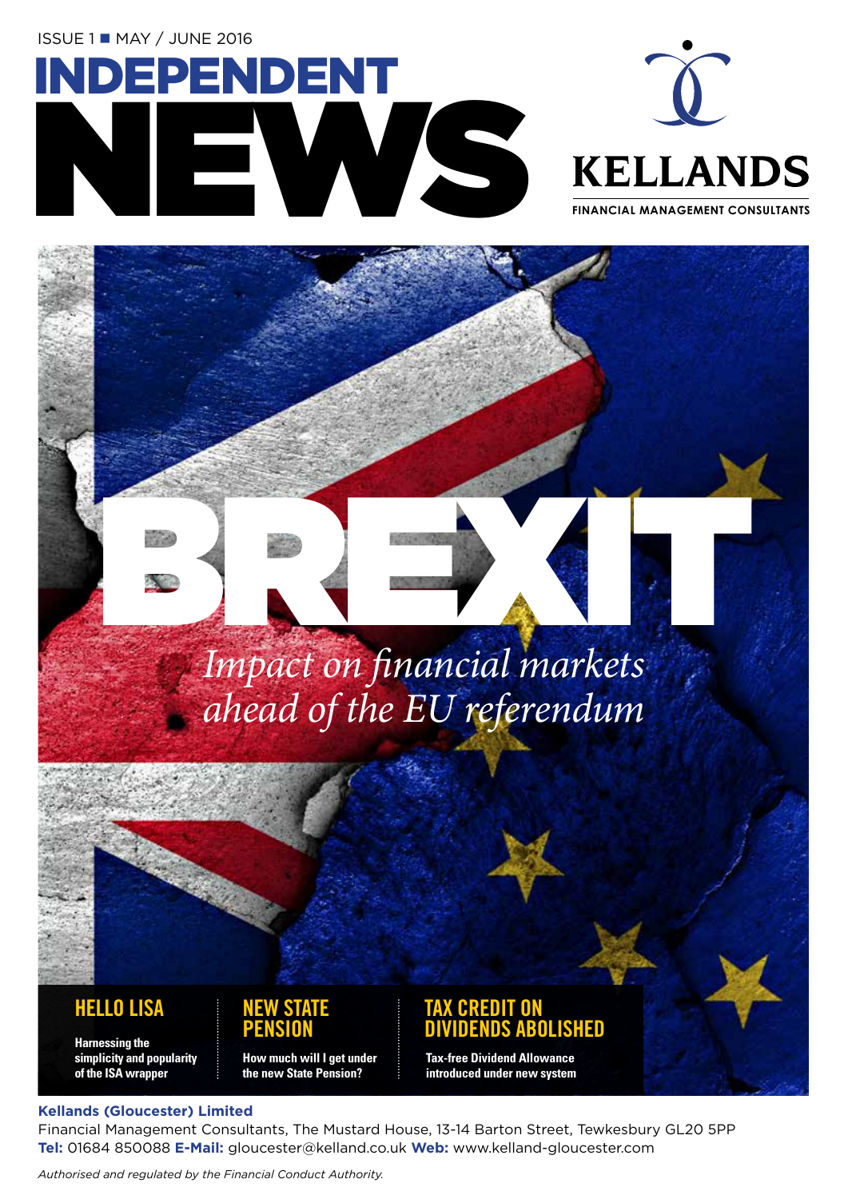ISSUE 1 ■ MAY / JUNE 2016

# INDEPENDENT NEWS

KELLANDS
FINANCIAL MANAGEMENT CONSULTANTS

# BREXIT

*Impact on financial markets ahead of the EU referendum*

## HELLO LISA

**Harnessing the simplicity and popularity of the ISA wrapper**

## NEW STATE PENSION

**How much will I get under the new State Pension?**

## TAX CREDIT ON DIVIDENDS ABOLISHED

**Tax-free Dividend Allowance introduced under new system**

**Kellands (Gloucester) Limited**
Financial Management Consultants, The Mustard House, 13-14 Barton Street, Tewkesbury GL20 5PP
**Tel:** 01684 850088 **E-Mail:** gloucester@kelland.co.uk **Web:** www.kelland-gloucester.com

*Authorised and regulated by the Financial Conduct Authority.*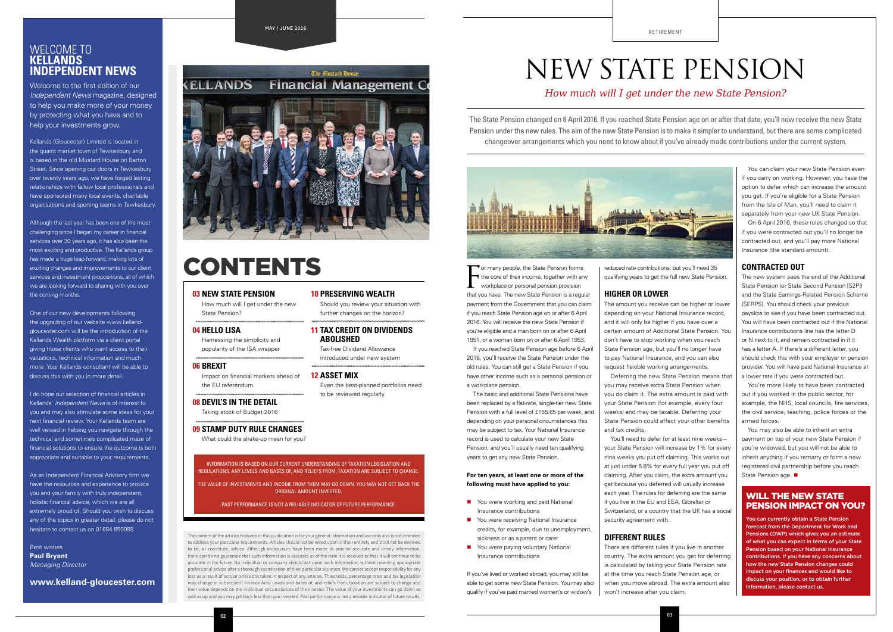# WELCOME TO KELLANDS INDEPENDENT NEWS

Welcome to the first edition of our *Independent News* magazine, designed to help you make more of your money by protecting what you have and to help your investments grow.

Kellands (Gloucester) Limited is located in the quaint market town of Tewkesbury and is based in the old Mustard House on Barton Street. Since opening our doors in Tewkesbury over twenty years ago, we have forged lasting relationships with fellow local professionals and have sponsored many local events, charitable organisations and sporting teams in Tewkesbury.

Although the last year has been one of the most challenging since I began my career in financial services over 30 years ago, it has also been the most exciting and productive. The Kellands group has made a huge leap forward, making lots of exciting changes and improvements to our client services and investment propositions, all of which we are looking forward to sharing with you over the coming months.

One of our new developments following the upgrading of our website www.kelland-gloucester.com will be the introduction of the Kellands Wealth platform via a client portal giving those clients who want access to their valuations, technical information and much more. Your Kellands consultant will be able to discuss this with you in more detail.

I do hope our selection of financial articles in Kellands' *Independent News* is of interest to you and may also stimulate some ideas for your next financial review. Your Kellands team are well versed in helping you navigate through the technical and sometimes complicated maze of financial solutions to ensure the outcome is both appropriate and suitable to your requirements.

As an Independent Financial Advisory firm we have the resources and experience to provide you and your family with truly independent, holistic financial advice, which we are all extremely proud of. Should you wish to discuss any of the topics in greater detail, please do not hesitate to contact us on 01684 850088.

Best wishes
**Paul Bryant**
*Managing Director*

**www.kelland-gloucester.com**

# CONTENTS

**03 NEW STATE PENSION**
How much will I get under the new State Pension?

**04 HELLO LISA**
Harnessing the simplicity and popularity of the ISA wrapper

**06 BREXIT**
Impact on financial markets ahead of the EU referendum

**08 DEVIL'S IN THE DETAIL**
Taking stock of Budget 2016

**09 STAMP DUTY RULE CHANGES**
What could the shake-up mean for you?

**10 PRESERVING WEALTH**
Should you review your situation with further changes on the horizon?

**11 TAX CREDIT ON DIVIDENDS ABOLISHED**
Tax-free Dividend Allowance introduced under new system

**12 ASSET MIX**
Even the best-planned portfolios need to be reviewed regularly

INFORMATION IS BASED ON OUR CURRENT UNDERSTANDING OF TAXATION LEGISLATION AND REGULATIONS. ANY LEVELS AND BASES OF, AND RELIEFS FROM, TAXATION ARE SUBJECT TO CHANGE.

THE VALUE OF INVESTMENTS AND INCOME FROM THEM MAY GO DOWN. YOU MAY NOT GET BACK THE ORIGINAL AMOUNT INVESTED.

PAST PERFORMANCE IS NOT A RELIABLE INDICATOR OF FUTURE PERFORMANCE.

The content of the articles featured in this publication is for your general information and use only and is not intended to address your particular requirements. Articles should not be relied upon in their entirety and shall not be deemed to be, or constitute, advice. Although endeavours have been made to provide accurate and timely information, there can be no guarantee that such information is accurate as of the date it is received or that it will continue to be accurate in the future. No individual or company should act upon such information without receiving appropriate professional advice after a thorough examination of their particular situation. We cannot accept responsibility for any loss as a result of acts or omissions taken in respect of any articles. Thresholds, percentage rates and tax legislation may change in subsequent Finance Acts. Levels and bases of, and reliefs from, taxation are subject to change and their value depends on the individual circumstances of the investor. The value of your investments can go down as well as up and you may get back less than you invested. Past performance is not a reliable indicator of future results.

# NEW STATE PENSION

*How much will I get under the new State Pension?*

The State Pension changed on 6 April 2016. If you reached State Pension age on or after that date, you'll now receive the new State Pension under the new rules. The aim of the new State Pension is to make it simpler to understand, but there are some complicated changeover arrangements which you need to know about if you've already made contributions under the current system.

For many people, the State Pension forms the core of their income, together with any workplace or personal pension provision that you have. The new State Pension is a regular payment from the Government that you can claim if you reach State Pension age on or after 6 April 2016. You will receive the new State Pension if you're eligible and a man born on or after 6 April 1951, or a woman born on or after 6 April 1953.

If you reached State Pension age before 6 April 2016, you'll receive the State Pension under the old rules. You can still get a State Pension if you have other income such as a personal pension or a workplace pension.

The basic and additional State Pensions have been replaced by a flat-rate, single-tier new State Pension with a full level of £155.65 per week, and depending on your personal circumstances this may be subject to tax. Your National Insurance record is used to calculate your new State Pension, and you'll usually need ten qualifying years to get any new State Pension.

**For ten years, at least one or more of the following must have applied to you:**

- You were working and paid National Insurance contributions
- You were receiving National Insurance credits, for example, due to unemployment, sickness or as a parent or carer
- You were paying voluntary National Insurance contributions

If you've lived or worked abroad, you may still be able to get some new State Pension. You may also qualify if you've paid married women's or widow's reduced rate contributions, but you'll need 35 qualifying years to get the full new State Pension.

## HIGHER OR LOWER

The amount you receive can be higher or lower depending on your National Insurance record, and it will only be higher if you have over a certain amount of Additional State Pension. You don't have to stop working when you reach State Pension age, but you'll no longer have to pay National Insurance, and you can also request flexible working arrangements.

Deferring the new State Pension means that you may receive extra State Pension when you do claim it. The extra amount is paid with your State Pension (for example, every four weeks) and may be taxable. Deferring your State Pension could affect your other benefits and tax credits.

You'll need to defer for at least nine weeks – your State Pension will increase by 1% for every nine weeks you put off claiming. This works out at just under 5.8% for every full year you put off claiming. After you claim, the extra amount you get because you deferred will usually increase each year. The rules for deferring are the same if you live in the EU and EEA, Gibraltar or Switzerland, or a country that the UK has a social security agreement with.

## DIFFERENT RULES

There are different rules if you live in another country. The extra amount you get for deferring is calculated by taking your State Pension rate at the time you reach State Pension age, or when you move abroad. The extra amount also won't increase after you claim.

You can claim your new State Pension even if you carry on working. However, you have the option to defer which can increase the amount you get. If you're eligible for a State Pension from the Isle of Man, you'll need to claim it separately from your new UK State Pension.

On 6 April 2016, these rules changed so that if you were contracted out you'll no longer be contracted out, and you'll pay more National Insurance (the standard amount).

## CONTRACTED OUT

The new system sees the end of the Additional State Pension (or State Second Pension [S2P]) and the State Earnings-Related Pension Scheme (SERPS). You should check your previous payslips to see if you have been contracted out. You will have been contracted out if the National Insurance contributions line has the letter D or N next to it, and remain contracted in if it has a letter A. If there's a different letter, you should check this with your employer or pension provider. You will have paid National Insurance at a lower rate if you were contracted out.

You're more likely to have been contracted out if you worked in the public sector, for example, the NHS, local councils, fire services, the civil service, teaching, police forces or the armed forces.

You may also be able to inherit an extra payment on top of your new State Pension if you're widowed, but you will not be able to inherit anything if you remarry or form a new registered civil partnership before you reach State Pension age. ■

## WILL THE NEW STATE PENSION IMPACT ON YOU?

**You can currently obtain a State Pension forecast from the Department for Work and Pensions (DWP) which gives you an estimate of what you can expect in terms of your State Pension based on your National Insurance contributions. If you have any concerns about how the new State Pension changes could impact on your finances and would like to discuss your position, or to obtain further information, please contact us.**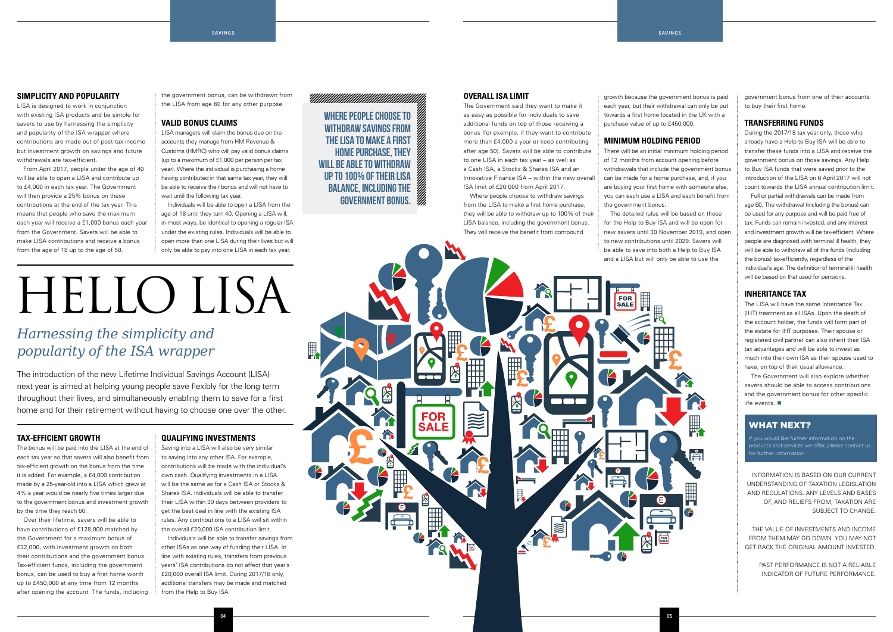# HELLO LISA

*Harnessing the simplicity and popularity of the ISA wrapper*

The introduction of the new Lifetime Individual Savings Account (LISA) next year is aimed at helping young people save flexibly for the long term throughout their lives, and simultaneously enabling them to save for a first home and for their retirement without having to choose one over the other.

### SIMPLICITY AND POPULARITY

LISA is designed to work in conjunction with existing ISA products and be simple for savers to use by harnessing the simplicity and popularity of the ISA wrapper where contributions are made out of post-tax income but investment growth on savings and future withdrawals are tax-efficient.

From April 2017, people under the age of 40 will be able to open a LISA and contribute up to £4,000 in each tax year. The Government will then provide a 25% bonus on these contributions at the end of the tax year. This means that people who save the maximum each year will receive a £1,000 bonus each year from the Government. Savers will be able to make LISA contributions and receive a bonus from the age of 18 up to the age of 50.

### TAX-EFFICIENT GROWTH

The bonus will be paid into the LISA at the end of each tax year so that savers will also benefit from tax-efficient growth on the bonus from the time it is added. For example, a £4,000 contribution made by a 25-year-old into a LISA which grew at 4% a year would be nearly five times larger due to the government bonus and investment growth by the time they reach 60.

Over their lifetime, savers will be able to have contributions of £128,000 matched by the Government for a maximum bonus of £32,000, with investment growth on both their contributions and the government bonus. Tax-efficient funds, including the government bonus, can be used to buy a first home worth up to £450,000 at any time from 12 months after opening the account. The funds, including the government bonus, can be withdrawn from the LISA from age 60 for any other purpose.

### VALID BONUS CLAIMS

LISA managers will claim the bonus due on the accounts they manage from HM Revenue & Customs (HMRC) who will pay valid bonus claims (up to a maximum of £1,000 per person per tax year). Where the individual is purchasing a home having contributed in that same tax year, they will be able to receive their bonus and will not have to wait until the following tax year.

Individuals will be able to open a LISA from the age of 18 until they turn 40. Opening a LISA will, in most ways, be identical to opening a regular ISA under the existing rules. Individuals will be able to open more than one LISA during their lives but will only be able to pay into one LISA in each tax year.

### QUALIFYING INVESTMENTS

Saving into a LISA will also be very similar to saving into any other ISA. For example, contributions will be made with the individual's own cash. Qualifying investments in a LISA will be the same as for a Cash ISA or Stocks & Shares ISA. Individuals will be able to transfer their LISA within 30 days between providers to get the best deal in line with the existing ISA rules. Any contributions to a LISA will sit within the overall £20,000 ISA contribution limit.

Individuals will be able to transfer savings from other ISAs as one way of funding their LISA. In line with existing rules, transfers from previous years' ISA contributions do not affect that year's £20,000 overall ISA limit. During 2017/18 only, additional transfers may be made and matched from the Help to Buy ISA

**WHERE PEOPLE CHOOSE TO WITHDRAW SAVINGS FROM THE LISA TO MAKE A FIRST HOME PURCHASE, THEY WILL BE ABLE TO WITHDRAW UP TO 100% OF THEIR LISA BALANCE, INCLUDING THE GOVERNMENT BONUS.**

### OVERALL ISA LIMIT

The Government said they want to make it as easy as possible for individuals to save additional funds on top of those receiving a bonus (for example, if they want to contribute more than £4,000 a year or keep contributing after age 50). Savers will be able to contribute to one LISA in each tax year – as well as a Cash ISA, a Stocks & Shares ISA and an Innovative Finance ISA – within the new overall ISA limit of £20,000 from April 2017.

Where people choose to withdraw savings from the LISA to make a first home purchase, they will be able to withdraw up to 100% of their LISA balance, including the government bonus. They will receive the benefit from compound growth because the government bonus is paid each year, but their withdrawal can only be put towards a first home located in the UK with a purchase value of up to £450,000.

### MINIMUM HOLDING PERIOD

There will be an initial minimum holding period of 12 months from account opening before withdrawals that include the government bonus can be made for a home purchase, and, if you are buying your first home with someone else, you can each use a LISA and each benefit from the government bonus.

The detailed rules will be based on those for the Help to Buy ISA and will be open for new savers until 30 November 2019, and open to new contributions until 2029. Savers will be able to save into both a Help to Buy ISA and a LISA but will only be able to use the government bonus from one of their accounts to buy their first home.

### TRANSFERRING FUNDS

During the 2017/18 tax year only, those who already have a Help to Buy ISA will be able to transfer these funds into a LISA and receive the government bonus on those savings. Any Help to Buy ISA funds that were saved prior to the introduction of the LISA on 6 April 2017 will not count towards the LISA annual contribution limit.

Full or partial withdrawals can be made from age 60. The withdrawal (including the bonus) can be used for any purpose and will be paid free of tax. Funds can remain invested, and any interest and investment growth will be tax-efficient. Where people are diagnosed with terminal ill health, they will be able to withdraw all of the funds (including the bonus) tax-efficiently, regardless of the individual's age. The definition of terminal ill health will be based on that used for pensions.

### INHERITANCE TAX

The LISA will have the same Inheritance Tax (IHT) treatment as all ISAs. Upon the death of the account holder, the funds will form part of the estate for IHT purposes. Their spouse or registered civil partner can also inherit their ISA tax advantages and will be able to invest as much into their own ISA as their spouse used to have, on top of their usual allowance.

The Government will also explore whether savers should be able to access contributions and the government bonus for other specific life events. ■

### WHAT NEXT?

If you would like further information on the products and services we offer, please contact us for further information.

INFORMATION IS BASED ON OUR CURRENT UNDERSTANDING OF TAXATION LEGISLATION AND REGULATIONS. ANY LEVELS AND BASES OF, AND RELIEFS FROM, TAXATION ARE SUBJECT TO CHANGE.

THE VALUE OF INVESTMENTS AND INCOME FROM THEM MAY GO DOWN. YOU MAY NOT GET BACK THE ORIGINAL AMOUNT INVESTED.

PAST PERFORMANCE IS NOT A RELIABLE INDICATOR OF FUTURE PERFORMANCE.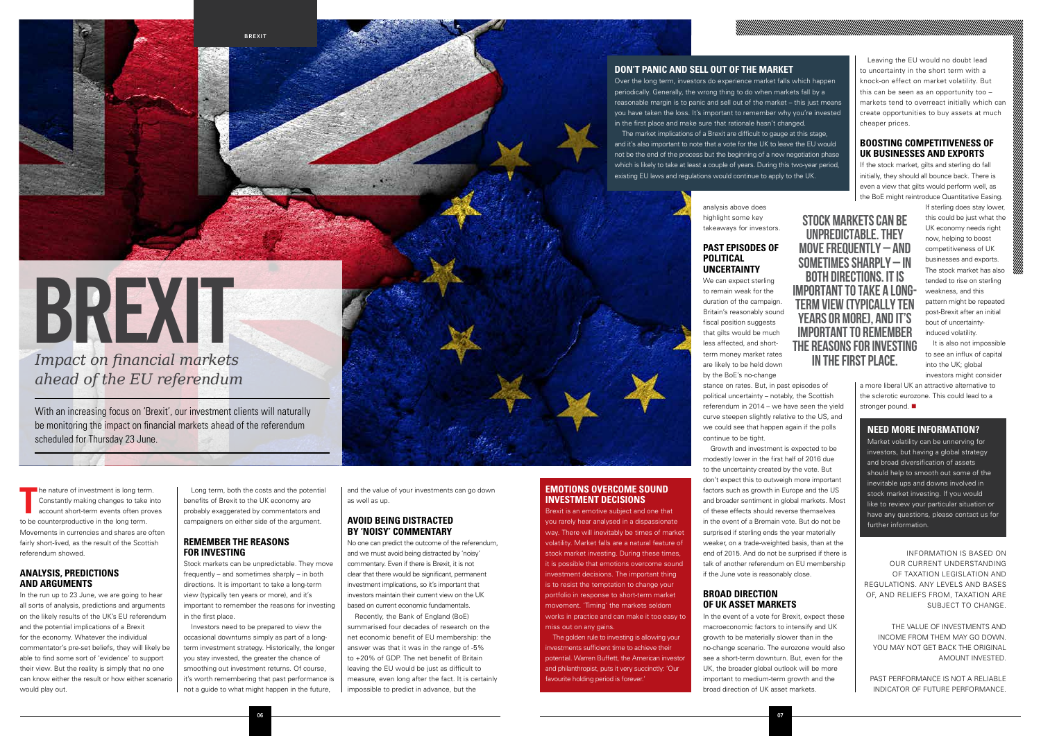# BREXIT

*Impact on financial markets ahead of the EU referendum*

With an increasing focus on 'Brexit', our investment clients will naturally be monitoring the impact on financial markets ahead of the referendum scheduled for Thursday 23 June.

The nature of investment is long term. Constantly making changes to take into account short-term events often proves to be counterproductive in the long term. Movements in currencies and shares are often fairly short-lived, as the result of the Scottish referendum showed.

## ANALYSIS, PREDICTIONS AND ARGUMENTS

In the run up to 23 June, we are going to hear all sorts of analysis, predictions and arguments on the likely results of the UK's EU referendum and the potential implications of a Brexit for the economy. Whatever the individual commentator's pre-set beliefs, they will likely be able to find some sort of 'evidence' to support their view. But the reality is simply that no one can know either the result or how either scenario would play out.

Long term, both the costs and the potential benefits of Brexit to the UK economy are probably exaggerated by commentators and campaigners on either side of the argument.

## REMEMBER THE REASONS FOR INVESTING

Stock markets can be unpredictable. They move frequently – and sometimes sharply – in both directions. It is important to take a long-term view (typically ten years or more), and it's important to remember the reasons for investing in the first place.

Investors need to be prepared to view the occasional downturns simply as part of a long-term investment strategy. Historically, the longer you stay invested, the greater the chance of smoothing out investment returns. Of course, it's worth remembering that past performance is not a guide to what might happen in the future, and the value of your investments can go down as well as up.

## AVOID BEING DISTRACTED BY 'NOISY' COMMENTARY

No one can predict the outcome of the referendum, and we must avoid being distracted by 'noisy' commentary. Even if there is Brexit, it is not clear that there would be significant, permanent investment implications, so it's important that investors maintain their current view on the UK based on current economic fundamentals.

Recently, the Bank of England (BoE) summarised four decades of research on the net economic benefit of EU membership: the answer was that it was in the range of -5% to +20% of GDP. The net benefit of Britain leaving the EU would be just as difficult to measure, even long after the fact. It is certainly impossible to predict in advance, but the analysis above does highlight some key takeaways for investors.

## EMOTIONS OVERCOME SOUND INVESTMENT DECISIONS

Brexit is an emotive subject and one that you rarely hear analysed in a dispassionate way. There will inevitably be times of market volatility. Market falls are a natural feature of stock market investing. During these times, it is possible that emotions overcome sound investment decisions. The important thing is to resist the temptation to change your portfolio in response to short-term market movement. 'Timing' the markets seldom works in practice and can make it too easy to miss out on any gains.

The golden rule to investing is allowing your investments sufficient time to achieve their potential. Warren Buffett, the American investor and philanthropist, puts it very succinctly: 'Our favourite holding period is forever.'

## DON'T PANIC AND SELL OUT OF THE MARKET

Over the long term, investors do experience market falls which happen periodically. Generally, the wrong thing to do when markets fall by a reasonable margin is to panic and sell out of the market – this just means you have taken the loss. It's important to remember why you're invested in the first place and make sure that rationale hasn't changed.

The market implications of a Brexit are difficult to gauge at this stage, and it's also important to note that a vote for the UK to leave the EU would not be the end of the process but the beginning of a new negotiation phase which is likely to take at least a couple of years. During this two-year period, existing EU laws and regulations would continue to apply to the UK.

## PAST EPISODES OF POLITICAL UNCERTAINTY

We can expect sterling to remain weak for the duration of the campaign. Britain's reasonably sound fiscal position suggests that gilts would be much less affected, and short-term money market rates are likely to be held down by the BoE's no-change stance on rates. But, in past episodes of political uncertainty – notably, the Scottish referendum in 2014 – we have seen the yield curve steepen slightly relative to the US, and we could see that happen again if the polls continue to be tight.

Growth and investment is expected to be modestly lower in the first half of 2016 due to the uncertainty created by the vote. But don't expect this to outweigh more important factors such as growth in Europe and the US and broader sentiment in global markets. Most of these effects should reverse themselves in the event of a Bremain vote. But do not be surprised if sterling ends the year materially weaker, on a trade-weighted basis, than at the end of 2015. And do not be surprised if there is talk of another referendum on EU membership if the June vote is reasonably close.

## BROAD DIRECTION OF UK ASSET MARKETS

In the event of a vote for Brexit, expect these macroeconomic factors to intensify and UK growth to be materially slower than in the no-change scenario. The eurozone would also see a short-term downturn. But, even for the UK, the broader global outlook will be more important to medium-term growth and the broad direction of UK asset markets.

**STOCK MARKETS CAN BE UNPREDICTABLE. THEY MOVE FREQUENTLY – AND SOMETIMES SHARPLY – IN BOTH DIRECTIONS. IT IS IMPORTANT TO TAKE A LONG-TERM VIEW (TYPICALLY TEN YEARS OR MORE), AND IT'S IMPORTANT TO REMEMBER THE REASONS FOR INVESTING IN THE FIRST PLACE.**

Leaving the EU would no doubt lead to uncertainty in the short term with a knock-on effect on market volatility. But this can be seen as an opportunity too – markets tend to overreact initially which can create opportunities to buy assets at much cheaper prices.

## BOOSTING COMPETITIVENESS OF UK BUSINESSES AND EXPORTS

If the stock market, gilts and sterling do fall initially, they should all bounce back. There is even a view that gilts would perform well, as the BoE might reintroduce Quantitative Easing.

If sterling does stay lower, this could be just what the UK economy needs right now, helping to boost competitiveness of UK businesses and exports. The stock market has also tended to rise on sterling weakness, and this pattern might be repeated post-Brexit after an initial bout of uncertainty-induced volatility.

It is also not impossible to see an influx of capital into the UK; global investors might consider a more liberal UK an attractive alternative to the sclerotic eurozone. This could lead to a stronger pound. ■

## NEED MORE INFORMATION?

Market volatility can be unnerving for investors, but having a global strategy and broad diversification of assets should help to smooth out some of the inevitable ups and downs involved in stock market investing. If you would like to review your particular situation or have any questions, please contact us for further information.

INFORMATION IS BASED ON OUR CURRENT UNDERSTANDING OF TAXATION LEGISLATION AND REGULATIONS. ANY LEVELS AND BASES OF, AND RELIEFS FROM, TAXATION ARE SUBJECT TO CHANGE.

THE VALUE OF INVESTMENTS AND INCOME FROM THEM MAY GO DOWN. YOU MAY NOT GET BACK THE ORIGINAL AMOUNT INVESTED.

PAST PERFORMANCE IS NOT A RELIABLE INDICATOR OF FUTURE PERFORMANCE.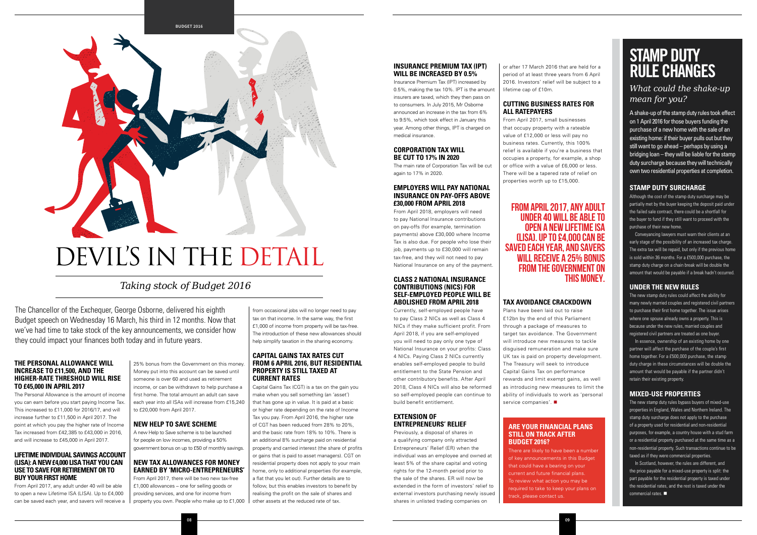# DEVIL'S IN THE DETAIL

*Taking stock of Budget 2016*

The Chancellor of the Exchequer, George Osborne, delivered his eighth Budget speech on Wednesday 16 March, his third in 12 months. Now that we've had time to take stock of the key announcements, we consider how they could impact your finances both today and in future years.

### THE PERSONAL ALLOWANCE WILL INCREASE TO £11,500, AND THE HIGHER-RATE THRESHOLD WILL RISE TO £45,000 IN APRIL 2017

The Personal Allowance is the amount of income you can earn before you start paying Income Tax. This increased to £11,000 for 2016/17, and will increase further to £11,500 in April 2017. The point at which you pay the higher rate of Income Tax increased from £42,385 to £43,000 in 2016, and will increase to £45,000 in April 2017.

### LIFETIME INDIVIDUAL SAVINGS ACCOUNT (LISA): A NEW £4,000 LISA THAT YOU CAN USE TO SAVE FOR RETIREMENT OR TO BUY YOUR FIRST HOME

From April 2017, any adult under 40 will be able to open a new Lifetime ISA (LISA). Up to £4,000 can be saved each year, and savers will receive a 25% bonus from the Government on this money. Money put into this account can be saved until someone is over 60 and used as retirement income, or can be withdrawn to help purchase a first home. The total amount an adult can save each year into all ISAs will increase from £15,240 to £20,000 from April 2017.

### NEW HELP TO SAVE SCHEME

A new Help to Save scheme is to be launched for people on low incomes, providing a 50% government bonus on up to £50 of monthly savings.

### NEW TAX ALLOWANCES FOR MONEY EARNED BY 'MICRO-ENTREPRENEURS'

From April 2017, there will be two new tax-free £1,000 allowances – one for selling goods or providing services, and one for income from property you own. People who make up to £1,000 from occasional jobs will no longer need to pay tax on that income. In the same way, the first £1,000 of income from property will be tax-free. The introduction of these new allowances should help simplify taxation in the sharing economy.

### CAPITAL GAINS TAX RATES CUT FROM 6 APRIL 2016, BUT RESIDENTIAL PROPERTY IS STILL TAXED AT CURRENT RATES

Capital Gains Tax (CGT) is a tax on the gain you make when you sell something (an 'asset') that has gone up in value. It is paid at a basic or higher rate depending on the rate of Income Tax you pay. From April 2016, the higher rate of CGT has been reduced from 28% to 20%, and the basic rate from 18% to 10%. There is an additional 8% surcharge paid on residential property and carried interest (the share of profits or gains that is paid to asset managers). CGT on residential property does not apply to your main home, only to additional properties (for example, a flat that you let out). Further details are to follow, but this enables investors to benefit by realising the profit on the sale of shares and other assets at the reduced rate of tax.

### INSURANCE PREMIUM TAX (IPT) WILL BE INCREASED BY 0.5%

Insurance Premium Tax (IPT) increased by 0.5%, making the tax 10%. IPT is the amount insurers are taxed, which they then pass on to consumers. In July 2015, Mr Osborne announced an increase in the tax from 6% to 9.5%, which took effect in January this year. Among other things, IPT is charged on medical insurance.

### CORPORATION TAX WILL BE CUT TO 17% IN 2020

The main rate of Corporation Tax will be cut again to 17% in 2020.

### EMPLOYERS WILL PAY NATIONAL INSURANCE ON PAY-OFFS ABOVE £30,000 FROM APRIL 2018

From April 2018, employers will need to pay National Insurance contributions on pay-offs (for example, termination payments) above £30,000 where Income Tax is also due. For people who lose their job, payments up to £30,000 will remain tax-free, and they will not need to pay National Insurance on any of the payment.

### CLASS 2 NATIONAL INSURANCE CONTRIBUTIONS (NICS) FOR SELF-EMPLOYED PEOPLE WILL BE ABOLISHED FROM APRIL 2018

Currently, self-employed people have to pay Class 2 NICs as well as Class 4 NICs if they make sufficient profit. From April 2018, if you are self-employed you will need to pay only one type of National Insurance on your profits: Class 4 NICs. Paying Class 2 NICs currently enables self-employed people to build entitlement to the State Pension and other contributory benefits. After April 2018, Class 4 NICs will also be reformed so self-employed people can continue to build benefit entitlement.

### EXTENSION OF ENTREPRENEURS' RELIEF

Previously, a disposal of shares in a qualifying company only attracted Entrepreneurs' Relief (ER) when the individual was an employee and owned at least 5% of the share capital and voting rights for the 12-month period prior to the sale of the shares. ER will now be extended in the form of investors' relief to external investors purchasing newly issued shares in unlisted trading companies on or after 17 March 2016 that are held for a period of at least three years from 6 April 2016. Investors' relief will be subject to a lifetime cap of £10m.

### CUTTING BUSINESS RATES FOR ALL RATEPAYERS

From April 2017, small businesses that occupy property with a rateable value of £12,000 or less will pay no business rates. Currently, this 100% relief is available if you're a business that occupies a property, for example, a shop or office with a value of £6,000 or less. There will be a tapered rate of relief on properties worth up to £15,000.

**FROM APRIL 2017, ANY ADULT UNDER 40 WILL BE ABLE TO OPEN A NEW LIFETIME ISA (LISA). UP TO £4,000 CAN BE SAVED EACH YEAR, AND SAVERS WILL RECEIVE A 25% BONUS FROM THE GOVERNMENT ON THIS MONEY.**

### TAX AVOIDANCE CRACKDOWN

Plans have been laid out to raise £12bn by the end of this Parliament through a package of measures to target tax avoidance. The Government will introduce new measures to tackle disguised remuneration and make sure UK tax is paid on property development. The Treasury will seek to introduce Capital Gains Tax on performance rewards and limit exempt gains, as well as introducing new measures to limit the ability of individuals to work as 'personal service companies'. ■

### ARE YOUR FINANCIAL PLANS STILL ON TRACK AFTER BUDGET 2016?

There are likely to have been a number of key announcements in this Budget that could have a bearing on your current and future financial plans. To review what action you may be required to take to keep your plans on track, please contact us.

# STAMP DUTY RULE CHANGES

*What could the shake-up mean for you?*

A shake-up of the stamp duty rules took effect on 1 April 2016 for those buyers funding the purchase of a new home with the sale of an existing home: if their buyer pulls out but they still want to go ahead – perhaps by using a bridging loan – they will be liable for the stamp duty surcharge because they will technically own two residential properties at completion.

### STAMP DUTY SURCHARGE

Although the cost of the stamp duty surcharge may be partially met by the buyer keeping the deposit paid under the failed sale contract, there could be a shortfall for the buyer to fund if they still want to proceed with the purchase of their new home.

Conveyancing lawyers must warn their clients at an early stage of the possibility of an increased tax charge. The extra tax will be repaid, but only if the previous home is sold within 36 months. For a £500,000 purchase, the stamp duty charge on a chain break will be double the amount that would be payable if a break hadn't occurred.

### UNDER THE NEW RULES

The new stamp duty rules could affect the ability for many newly married couples and registered civil partners to purchase their first home together. The issue arises where one spouse already owns a property. This is because under the new rules, married couples and registered civil partners are treated as one buyer.

In essence, ownership of an existing home by one partner will affect the purchase of the couple's first home together. For a £500,000 purchase, the stamp duty charge in these circumstances will be double the amount that would be payable if the partner didn't retain their existing property.

### MIXED-USE PROPERTIES

The new stamp duty rules bypass buyers of mixed-use properties in England, Wales and Northern Ireland. The stamp duty surcharge does not apply to the purchase of a property used for residential and non-residential purposes, for example, a country house with a stud farm or a residential property purchased at the same time as a non-residential property. Such transactions continue to be taxed as if they were commercial properties.

In Scotland, however, the rules are different, and the price payable for a mixed-use property is split: the part payable for the residential property is taxed under the residential rates, and the rest is taxed under the commercial rates. ■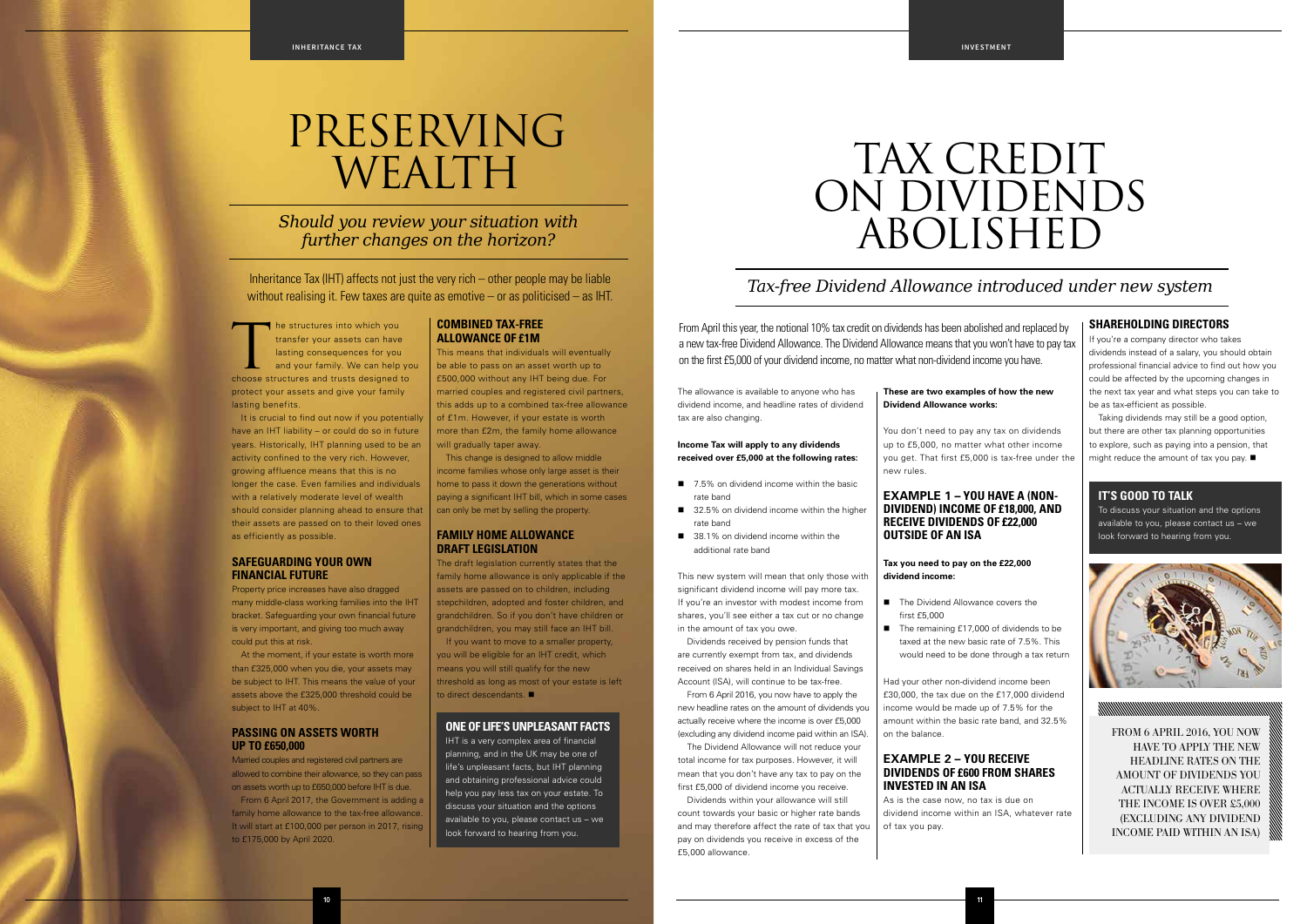# PRESERVING WEALTH

*Should you review your situation with further changes on the horizon?*

Inheritance Tax (IHT) affects not just the very rich – other people may be liable without realising it. Few taxes are quite as emotive – or as politicised – as IHT.

The structures into which you transfer your assets can have lasting consequences for you and your family. We can help you choose structures and trusts designed to protect your assets and give your family lasting benefits.

It is crucial to find out now if you potentially have an IHT liability – or could do so in future years. Historically, IHT planning used to be an activity confined to the very rich. However, growing affluence means that this is no longer the case. Even families and individuals with a relatively moderate level of wealth should consider planning ahead to ensure that their assets are passed on to their loved ones as efficiently as possible.

## SAFEGUARDING YOUR OWN FINANCIAL FUTURE

Property price increases have also dragged many middle-class working families into the IHT bracket. Safeguarding your own financial future is very important, and giving too much away could put this at risk.

At the moment, if your estate is worth more than £325,000 when you die, your assets may be subject to IHT. This means the value of your assets above the £325,000 threshold could be subject to IHT at 40%.

## PASSING ON ASSETS WORTH UP TO £650,000

Married couples and registered civil partners are allowed to combine their allowance, so they can pass on assets worth up to £650,000 before IHT is due.

From 6 April 2017, the Government is adding a family home allowance to the tax-free allowance. It will start at £100,000 per person in 2017, rising to £175,000 by April 2020.

## COMBINED TAX-FREE ALLOWANCE OF £1M

This means that individuals will eventually be able to pass on an asset worth up to £500,000 without any IHT being due. For married couples and registered civil partners, this adds up to a combined tax-free allowance of £1m. However, if your estate is worth more than £2m, the family home allowance will gradually taper away.

This change is designed to allow middle income families whose only large asset is their home to pass it down the generations without paying a significant IHT bill, which in some cases can only be met by selling the property.

## FAMILY HOME ALLOWANCE DRAFT LEGISLATION

The draft legislation currently states that the family home allowance is only applicable if the assets are passed on to children, including stepchildren, adopted and foster children, and grandchildren. So if you don't have children or grandchildren, you may still face an IHT bill.

If you want to move to a smaller property, you will be eligible for an IHT credit, which means you will still qualify for the new threshold as long as most of your estate is left to direct descendants. ■

## ONE OF LIFE'S UNPLEASANT FACTS

IHT is a very complex area of financial planning, and in the UK may be one of life's unpleasant facts, but IHT planning and obtaining professional advice could help you pay less tax on your estate. To discuss your situation and the options available to you, please contact us – we look forward to hearing from you.

# TAX CREDIT ON DIVIDENDS ABOLISHED

*Tax-free Dividend Allowance introduced under new system*

From April this year, the notional 10% tax credit on dividends has been abolished and replaced by a new tax-free Dividend Allowance. The Dividend Allowance means that you won't have to pay tax on the first £5,000 of your dividend income, no matter what non-dividend income you have.

The allowance is available to anyone who has dividend income, and headline rates of dividend tax are also changing.

**Income Tax will apply to any dividends received over £5,000 at the following rates:**

- 7.5% on dividend income within the basic rate band
- 32.5% on dividend income within the higher rate band
- 38.1% on dividend income within the additional rate band

This new system will mean that only those with significant dividend income will pay more tax. If you're an investor with modest income from shares, you'll see either a tax cut or no change in the amount of tax you owe.

Dividends received by pension funds that are currently exempt from tax, and dividends received on shares held in an Individual Savings Account (ISA), will continue to be tax-free.

From 6 April 2016, you now have to apply the new headline rates on the amount of dividends you actually receive where the income is over £5,000 (excluding any dividend income paid within an ISA).

The Dividend Allowance will not reduce your total income for tax purposes. However, it will mean that you don't have any tax to pay on the first £5,000 of dividend income you receive.

Dividends within your allowance will still count towards your basic or higher rate bands and may therefore affect the rate of tax that you pay on dividends you receive in excess of the £5,000 allowance.

**These are two examples of how the new Dividend Allowance works:**

You don't need to pay any tax on dividends up to £5,000, no matter what other income you get. That first £5,000 is tax-free under the new rules.

## EXAMPLE 1 – YOU HAVE A (NON-DIVIDEND) INCOME OF £18,000, AND RECEIVE DIVIDENDS OF £22,000 OUTSIDE OF AN ISA

**Tax you need to pay on the £22,000 dividend income:**

- The Dividend Allowance covers the first £5,000
- The remaining £17,000 of dividends to be taxed at the new basic rate of 7.5%. This would need to be done through a tax return

Had your other non-dividend income been £30,000, the tax due on the £17,000 dividend income would be made up of 7.5% for the amount within the basic rate band, and 32.5% on the balance.

## EXAMPLE 2 – YOU RECEIVE DIVIDENDS OF £600 FROM SHARES INVESTED IN AN ISA

As is the case now, no tax is due on dividend income within an ISA, whatever rate of tax you pay.

## SHAREHOLDING DIRECTORS

If you're a company director who takes dividends instead of a salary, you should obtain professional financial advice to find out how you could be affected by the upcoming changes in the next tax year and what steps you can take to be as tax-efficient as possible.

Taking dividends may still be a good option, but there are other tax planning opportunities to explore, such as paying into a pension, that might reduce the amount of tax you pay. ■

## IT'S GOOD TO TALK

To discuss your situation and the options available to you, please contact us – we look forward to hearing from you.

FROM 6 APRIL 2016, YOU NOW HAVE TO APPLY THE NEW HEADLINE RATES ON THE AMOUNT OF DIVIDENDS YOU ACTUALLY RECEIVE WHERE THE INCOME IS OVER £5,000 (EXCLUDING ANY DIVIDEND INCOME PAID WITHIN AN ISA)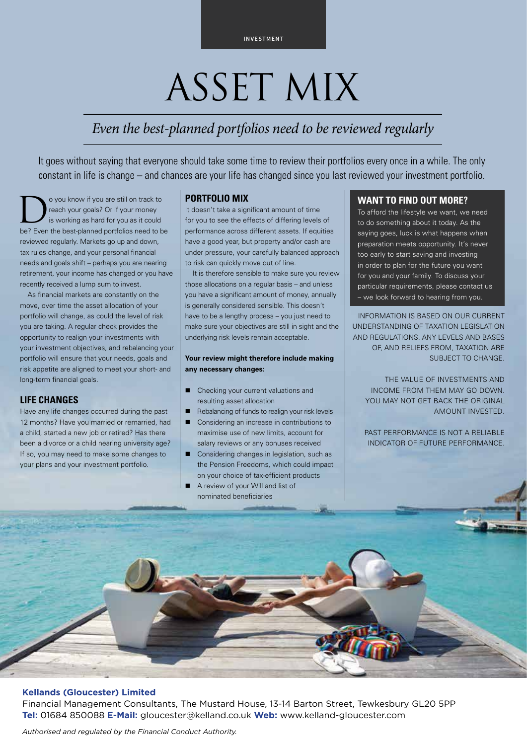INVESTMENT

# ASSET MIX

*Even the best-planned portfolios need to be reviewed regularly*

It goes without saying that everyone should take some time to review their portfolios every once in a while. The only constant in life is change – and chances are your life has changed since you last reviewed your investment portfolio.

Do you know if you are still on track to reach your goals? Or if your money is working as hard for you as it could be? Even the best-planned portfolios need to be reviewed regularly. Markets go up and down, tax rules change, and your personal financial needs and goals shift – perhaps you are nearing retirement, your income has changed or you have recently received a lump sum to invest.

As financial markets are constantly on the move, over time the asset allocation of your portfolio will change, as could the level of risk you are taking. A regular check provides the opportunity to realign your investments with your investment objectives, and rebalancing your portfolio will ensure that your needs, goals and risk appetite are aligned to meet your short- and long-term financial goals.

## LIFE CHANGES

Have any life changes occurred during the past 12 months? Have you married or remarried, had a child, started a new job or retired? Has there been a divorce or a child nearing university age? If so, you may need to make some changes to your plans and your investment portfolio.

## PORTFOLIO MIX

It doesn't take a significant amount of time for you to see the effects of differing levels of performance across different assets. If equities have a good year, but property and/or cash are under pressure, your carefully balanced approach to risk can quickly move out of line.

It is therefore sensible to make sure you review those allocations on a regular basis – and unless you have a significant amount of money, annually is generally considered sensible. This doesn't have to be a lengthy process – you just need to make sure your objectives are still in sight and the underlying risk levels remain acceptable.

**Your review might therefore include making any necessary changes:**

- Checking your current valuations and resulting asset allocation
- Rebalancing of funds to realign your risk levels
- Considering an increase in contributions to maximise use of new limits, account for salary reviews or any bonuses received
- Considering changes in legislation, such as the Pension Freedoms, which could impact on your choice of tax-efficient products
- A review of your Will and list of nominated beneficiaries

## WANT TO FIND OUT MORE?

To afford the lifestyle we want, we need to do something about it today. As the saying goes, luck is what happens when preparation meets opportunity. It's never too early to start saving and investing in order to plan for the future you want for you and your family. To discuss your particular requirements, please contact us – we look forward to hearing from you.

INFORMATION IS BASED ON OUR CURRENT UNDERSTANDING OF TAXATION LEGISLATION AND REGULATIONS. ANY LEVELS AND BASES OF, AND RELIEFS FROM, TAXATION ARE SUBJECT TO CHANGE.

THE VALUE OF INVESTMENTS AND INCOME FROM THEM MAY GO DOWN. YOU MAY NOT GET BACK THE ORIGINAL AMOUNT INVESTED.

PAST PERFORMANCE IS NOT A RELIABLE INDICATOR OF FUTURE PERFORMANCE.

**Kellands (Gloucester) Limited**
Financial Management Consultants, The Mustard House, 13-14 Barton Street, Tewkesbury GL20 5PP
**Tel:** 01684 850088 **E-Mail:** gloucester@kelland.co.uk **Web:** www.kelland-gloucester.com

*Authorised and regulated by the Financial Conduct Authority.*